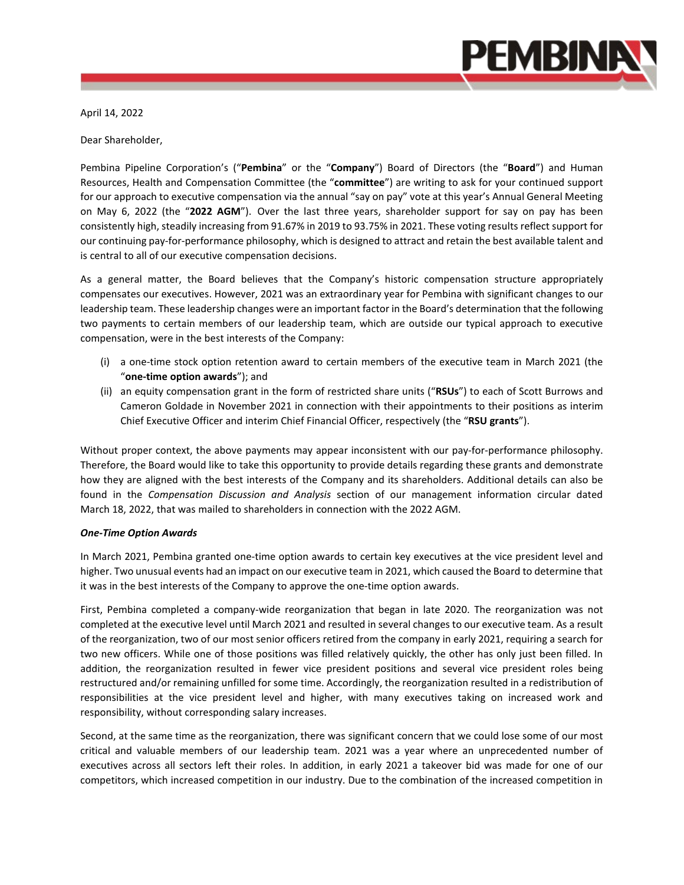April 14, 2022

Dear Shareholder,

Pembina Pipeline Corporation's ("**Pembina**" or the "**Company**") Board of Directors (the "**Board**") and Human Resources, Health and Compensation Committee (the "**committee**") are writing to ask for your continued support for our approach to executive compensation via the annual "say on pay" vote at this year's Annual General Meeting on May 6, 2022 (the "**2022 AGM**"). Over the last three years, shareholder support for say on pay has been consistently high, steadily increasing from 91.67% in 2019 to 93.75% in 2021. These voting results reflect support for our continuing pay-for-performance philosophy, which is designed to attract and retain the best available talent and is central to all of our executive compensation decisions.

As a general matter, the Board believes that the Company's historic compensation structure appropriately compensates our executives. However, 2021 was an extraordinary year for Pembina with significant changes to our leadership team. These leadership changes were an important factor in the Board's determination that the following two payments to certain members of our leadership team, which are outside our typical approach to executive compensation, were in the best interests of the Company:

(i) a one-time stock option retention award to certain members of the executive team in March 2021 (the "**one-time option awards**"); and
(ii) an equity compensation grant in the form of restricted share units ("**RSUs**") to each of Scott Burrows and Cameron Goldade in November 2021 in connection with their appointments to their positions as interim Chief Executive Officer and interim Chief Financial Officer, respectively (the "**RSU grants**").

Without proper context, the above payments may appear inconsistent with our pay-for-performance philosophy. Therefore, the Board would like to take this opportunity to provide details regarding these grants and demonstrate how they are aligned with the best interests of the Company and its shareholders. Additional details can also be found in the *Compensation Discussion and Analysis* section of our management information circular dated March 18, 2022, that was mailed to shareholders in connection with the 2022 AGM.

***One-Time Option Awards***

In March 2021, Pembina granted one-time option awards to certain key executives at the vice president level and higher. Two unusual events had an impact on our executive team in 2021, which caused the Board to determine that it was in the best interests of the Company to approve the one-time option awards.

First, Pembina completed a company-wide reorganization that began in late 2020. The reorganization was not completed at the executive level until March 2021 and resulted in several changes to our executive team. As a result of the reorganization, two of our most senior officers retired from the company in early 2021, requiring a search for two new officers. While one of those positions was filled relatively quickly, the other has only just been filled. In addition, the reorganization resulted in fewer vice president positions and several vice president roles being restructured and/or remaining unfilled for some time. Accordingly, the reorganization resulted in a redistribution of responsibilities at the vice president level and higher, with many executives taking on increased work and responsibility, without corresponding salary increases.

Second, at the same time as the reorganization, there was significant concern that we could lose some of our most critical and valuable members of our leadership team. 2021 was a year where an unprecedented number of executives across all sectors left their roles. In addition, in early 2021 a takeover bid was made for one of our competitors, which increased competition in our industry. Due to the combination of the increased competition in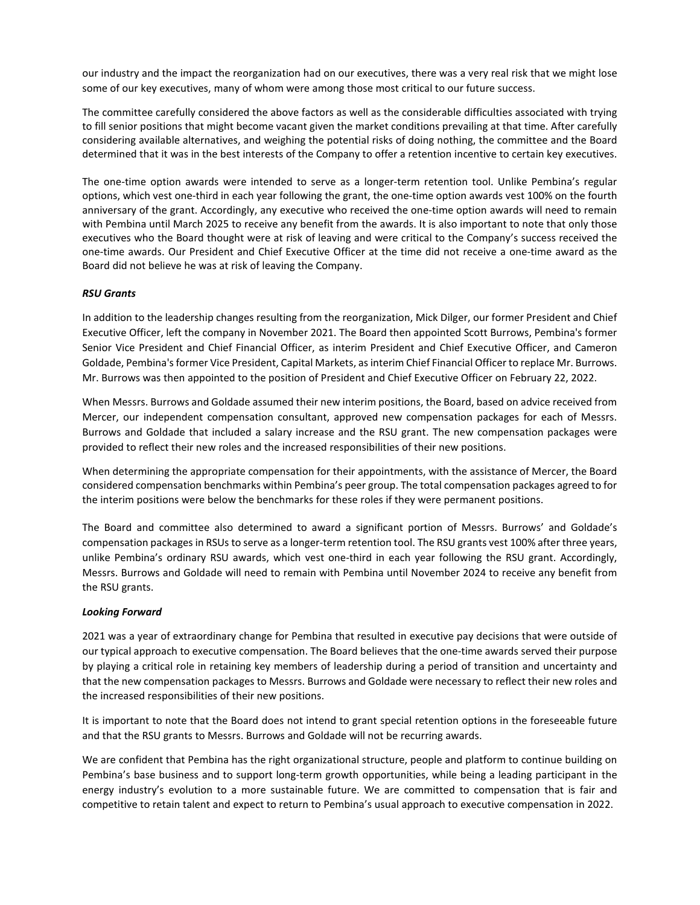our industry and the impact the reorganization had on our executives, there was a very real risk that we might lose some of our key executives, many of whom were among those most critical to our future success.

The committee carefully considered the above factors as well as the considerable difficulties associated with trying to fill senior positions that might become vacant given the market conditions prevailing at that time. After carefully considering available alternatives, and weighing the potential risks of doing nothing, the committee and the Board determined that it was in the best interests of the Company to offer a retention incentive to certain key executives.

The one-time option awards were intended to serve as a longer-term retention tool. Unlike Pembina's regular options, which vest one-third in each year following the grant, the one-time option awards vest 100% on the fourth anniversary of the grant. Accordingly, any executive who received the one-time option awards will need to remain with Pembina until March 2025 to receive any benefit from the awards. It is also important to note that only those executives who the Board thought were at risk of leaving and were critical to the Company's success received the one-time awards. Our President and Chief Executive Officer at the time did not receive a one-time award as the Board did not believe he was at risk of leaving the Company.

***RSU Grants***

In addition to the leadership changes resulting from the reorganization, Mick Dilger, our former President and Chief Executive Officer, left the company in November 2021. The Board then appointed Scott Burrows, Pembina's former Senior Vice President and Chief Financial Officer, as interim President and Chief Executive Officer, and Cameron Goldade, Pembina's former Vice President, Capital Markets, as interim Chief Financial Officer to replace Mr. Burrows. Mr. Burrows was then appointed to the position of President and Chief Executive Officer on February 22, 2022.

When Messrs. Burrows and Goldade assumed their new interim positions, the Board, based on advice received from Mercer, our independent compensation consultant, approved new compensation packages for each of Messrs. Burrows and Goldade that included a salary increase and the RSU grant. The new compensation packages were provided to reflect their new roles and the increased responsibilities of their new positions.

When determining the appropriate compensation for their appointments, with the assistance of Mercer, the Board considered compensation benchmarks within Pembina's peer group. The total compensation packages agreed to for the interim positions were below the benchmarks for these roles if they were permanent positions.

The Board and committee also determined to award a significant portion of Messrs. Burrows' and Goldade's compensation packages in RSUs to serve as a longer-term retention tool. The RSU grants vest 100% after three years, unlike Pembina's ordinary RSU awards, which vest one-third in each year following the RSU grant. Accordingly, Messrs. Burrows and Goldade will need to remain with Pembina until November 2024 to receive any benefit from the RSU grants.

***Looking Forward***

2021 was a year of extraordinary change for Pembina that resulted in executive pay decisions that were outside of our typical approach to executive compensation. The Board believes that the one-time awards served their purpose by playing a critical role in retaining key members of leadership during a period of transition and uncertainty and that the new compensation packages to Messrs. Burrows and Goldade were necessary to reflect their new roles and the increased responsibilities of their new positions.

It is important to note that the Board does not intend to grant special retention options in the foreseeable future and that the RSU grants to Messrs. Burrows and Goldade will not be recurring awards.

We are confident that Pembina has the right organizational structure, people and platform to continue building on Pembina's base business and to support long-term growth opportunities, while being a leading participant in the energy industry's evolution to a more sustainable future. We are committed to compensation that is fair and competitive to retain talent and expect to return to Pembina's usual approach to executive compensation in 2022.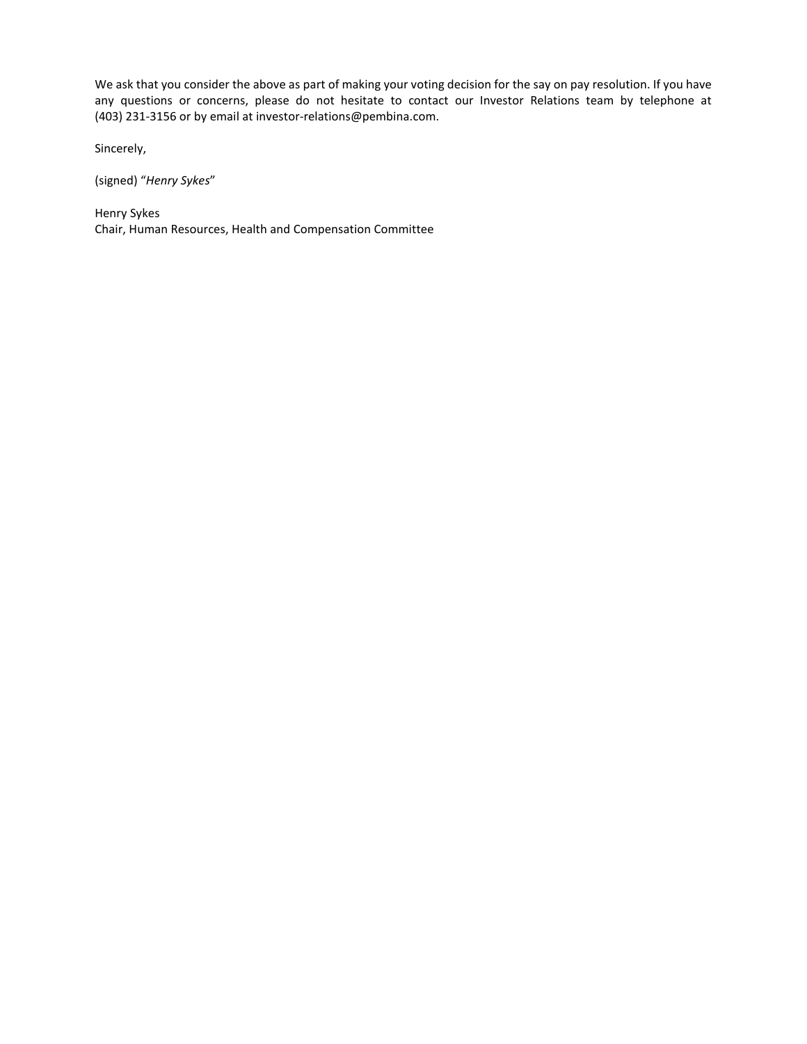We ask that you consider the above as part of making your voting decision for the say on pay resolution. If you have any questions or concerns, please do not hesitate to contact our Investor Relations team by telephone at (403) 231-3156 or by email at investor-relations@pembina.com.

Sincerely,

(signed) "*Henry Sykes*"

Henry Sykes
Chair, Human Resources, Health and Compensation Committee